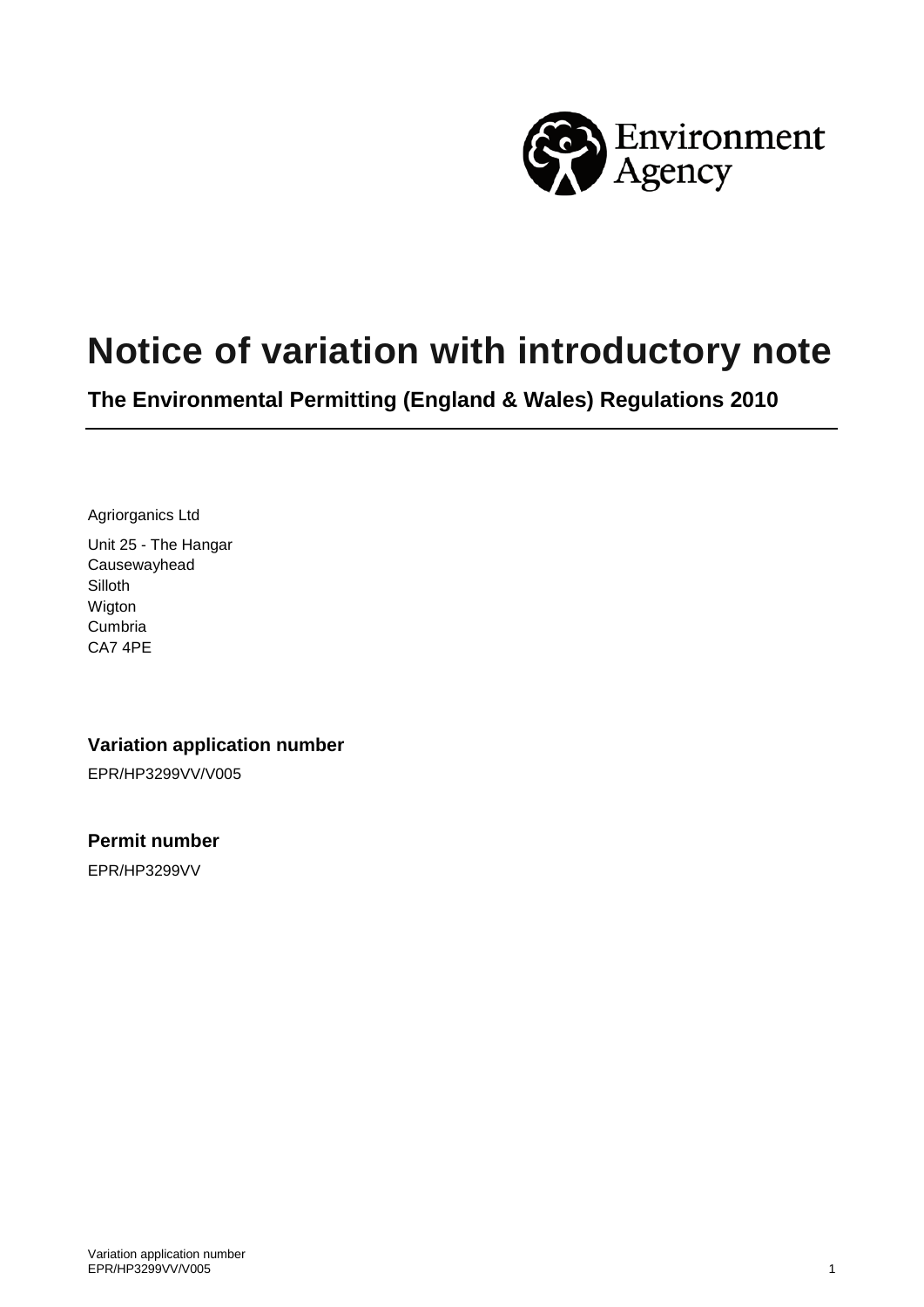# Notice of variation with introductory note

## The Environmental Permitting (England & Wales) Regulations 2010

Agriorganics Ltd

Unit 25 - The Hangar
Causewayhead
Silloth
Wigton
Cumbria
CA7 4PE

### Variation application number

EPR/HP3299VV/V005

### Permit number

EPR/HP3299VV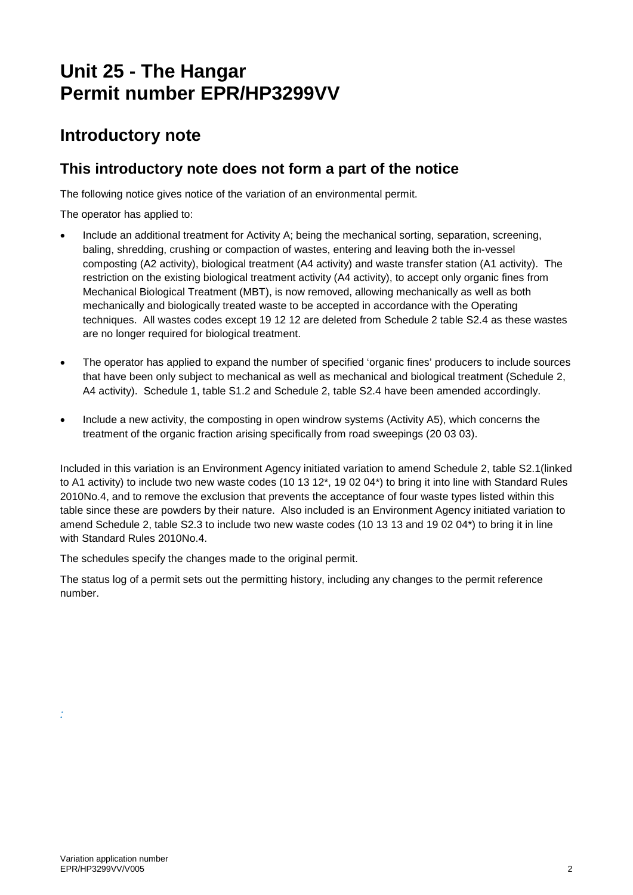# Unit 25 - The Hangar
# Permit number EPR/HP3299VV

## Introductory note

## This introductory note does not form a part of the notice

The following notice gives notice of the variation of an environmental permit.

The operator has applied to:

- Include an additional treatment for Activity A; being the mechanical sorting, separation, screening, baling, shredding, crushing or compaction of wastes, entering and leaving both the in-vessel composting (A2 activity), biological treatment (A4 activity) and waste transfer station (A1 activity). The restriction on the existing biological treatment activity (A4 activity), to accept only organic fines from Mechanical Biological Treatment (MBT), is now removed, allowing mechanically as well as both mechanically and biologically treated waste to be accepted in accordance with the Operating techniques. All wastes codes except 19 12 12 are deleted from Schedule 2 table S2.4 as these wastes are no longer required for biological treatment.

- The operator has applied to expand the number of specified 'organic fines' producers to include sources that have been only subject to mechanical as well as mechanical and biological treatment (Schedule 2, A4 activity). Schedule 1, table S1.2 and Schedule 2, table S2.4 have been amended accordingly.

- Include a new activity, the composting in open windrow systems (Activity A5), which concerns the treatment of the organic fraction arising specifically from road sweepings (20 03 03).

Included in this variation is an Environment Agency initiated variation to amend Schedule 2, table S2.1(linked to A1 activity) to include two new waste codes (10 13 12*, 19 02 04*) to bring it into line with Standard Rules 2010No.4, and to remove the exclusion that prevents the acceptance of four waste types listed within this table since these are powders by their nature. Also included is an Environment Agency initiated variation to amend Schedule 2, table S2.3 to include two new waste codes (10 13 13 and 19 02 04*) to bring it in line with Standard Rules 2010No.4.

The schedules specify the changes made to the original permit.

The status log of a permit sets out the permitting history, including any changes to the permit reference number.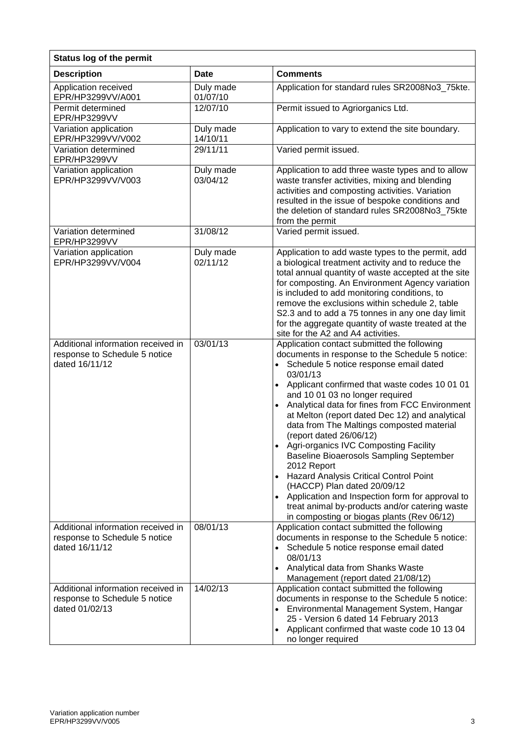| Status log of the permit | | |
|---|---|---|
| **Description** | **Date** | **Comments** |
| Application received EPR/HP3299VV/A001 | Duly made 01/07/10 | Application for standard rules SR2008No3_75kte. |
| Permit determined EPR/HP3299VV | 12/07/10 | Permit issued to Agriorganics Ltd. |
| Variation application EPR/HP3299VV/V002 | Duly made 14/10/11 | Application to vary to extend the site boundary. |
| Variation determined EPR/HP3299VV | 29/11/11 | Varied permit issued. |
| Variation application EPR/HP3299VV/V003 | Duly made 03/04/12 | Application to add three waste types and to allow waste transfer activities, mixing and blending activities and composting activities. Variation resulted in the issue of bespoke conditions and the deletion of standard rules SR2008No3_75kte from the permit |
| Variation determined EPR/HP3299VV | 31/08/12 | Varied permit issued. |
| Variation application EPR/HP3299VV/V004 | Duly made 02/11/12 | Application to add waste types to the permit, add a biological treatment activity and to reduce the total annual quantity of waste accepted at the site for composting. An Environment Agency variation is included to add monitoring conditions, to remove the exclusions within schedule 2, table S2.3 and to add a 75 tonnes in any one day limit for the aggregate quantity of waste treated at the site for the A2 and A4 activities. |
| Additional information received in response to Schedule 5 notice dated 16/11/12 | 03/01/13 | Application contact submitted the following documents in response to the Schedule 5 notice:<br>• Schedule 5 notice response email dated 03/01/13<br>• Applicant confirmed that waste codes 10 01 01 and 10 01 03 no longer required<br>• Analytical data for fines from FCC Environment at Melton (report dated Dec 12) and analytical data from The Maltings composted material (report dated 26/06/12)<br>• Agri-organics IVC Composting Facility Baseline Bioaerosols Sampling September 2012 Report<br>• Hazard Analysis Critical Control Point (HACCP) Plan dated 20/09/12<br>• Application and Inspection form for approval to treat animal by-products and/or catering waste in composting or biogas plants (Rev 06/12) |
| Additional information received in response to Schedule 5 notice dated 16/11/12 | 08/01/13 | Application contact submitted the following documents in response to the Schedule 5 notice:<br>• Schedule 5 notice response email dated 08/01/13<br>• Analytical data from Shanks Waste Management (report dated 21/08/12) |
| Additional information received in response to Schedule 5 notice dated 01/02/13 | 14/02/13 | Application contact submitted the following documents in response to the Schedule 5 notice:<br>• Environmental Management System, Hangar 25 - Version 6 dated 14 February 2013<br>• Applicant confirmed that waste code 10 13 04 no longer required |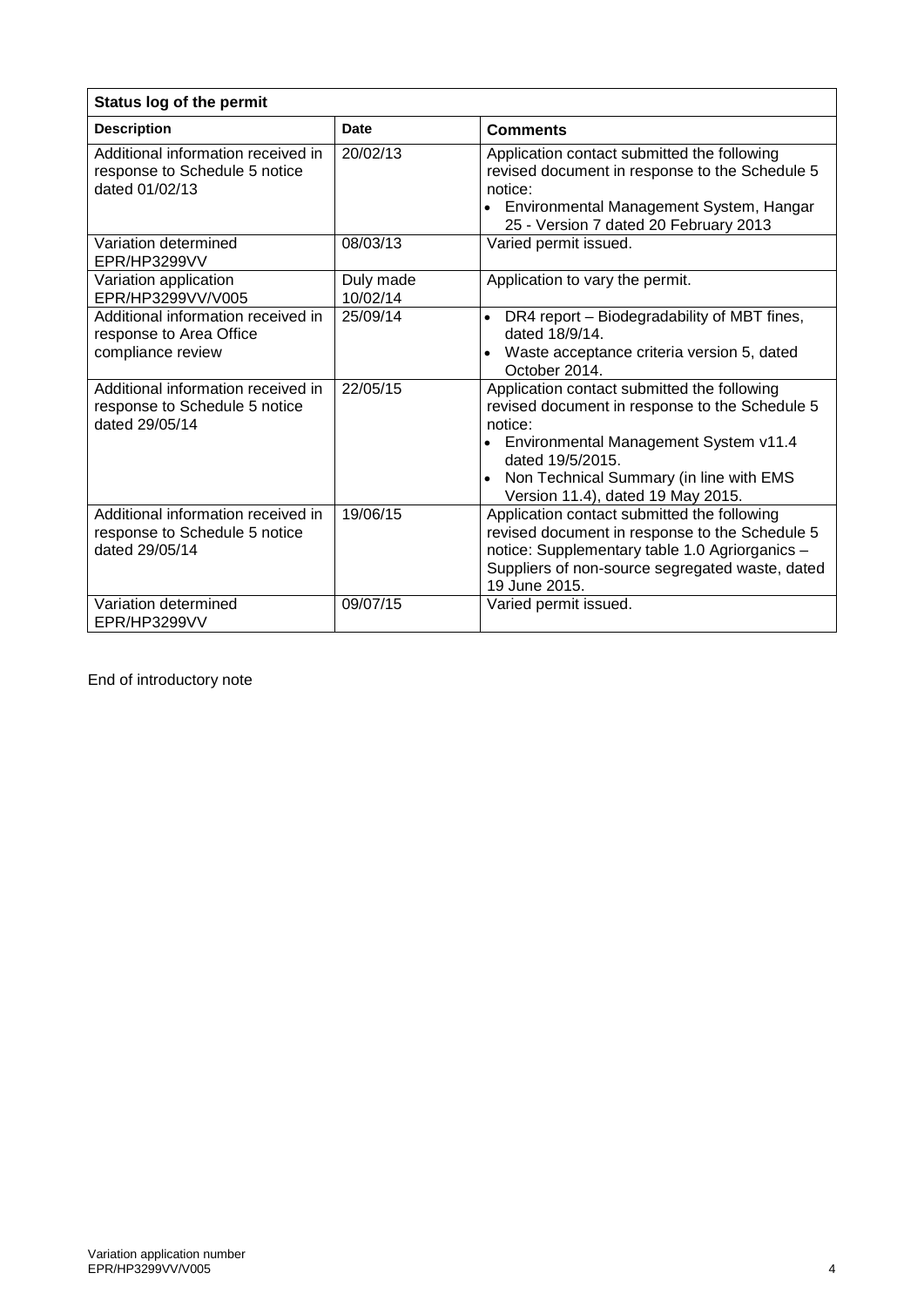| Status log of the permit | | |
|---|---|---|
| **Description** | **Date** | **Comments** |
| Additional information received in response to Schedule 5 notice dated 01/02/13 | 20/02/13 | Application contact submitted the following revised document in response to the Schedule 5 notice:<br>• Environmental Management System, Hangar 25 - Version 7 dated 20 February 2013 |
| Variation determined EPR/HP3299VV | 08/03/13 | Varied permit issued. |
| Variation application EPR/HP3299VV/V005 | Duly made 10/02/14 | Application to vary the permit. |
| Additional information received in response to Area Office compliance review | 25/09/14 | • DR4 report – Biodegradability of MBT fines, dated 18/9/14.<br>• Waste acceptance criteria version 5, dated October 2014. |
| Additional information received in response to Schedule 5 notice dated 29/05/14 | 22/05/15 | Application contact submitted the following revised document in response to the Schedule 5 notice:<br>• Environmental Management System v11.4 dated 19/5/2015.<br>• Non Technical Summary (in line with EMS Version 11.4), dated 19 May 2015. |
| Additional information received in response to Schedule 5 notice dated 29/05/14 | 19/06/15 | Application contact submitted the following revised document in response to the Schedule 5 notice: Supplementary table 1.0 Agriorganics – Suppliers of non-source segregated waste, dated 19 June 2015. |
| Variation determined EPR/HP3299VV | 09/07/15 | Varied permit issued. |

End of introductory note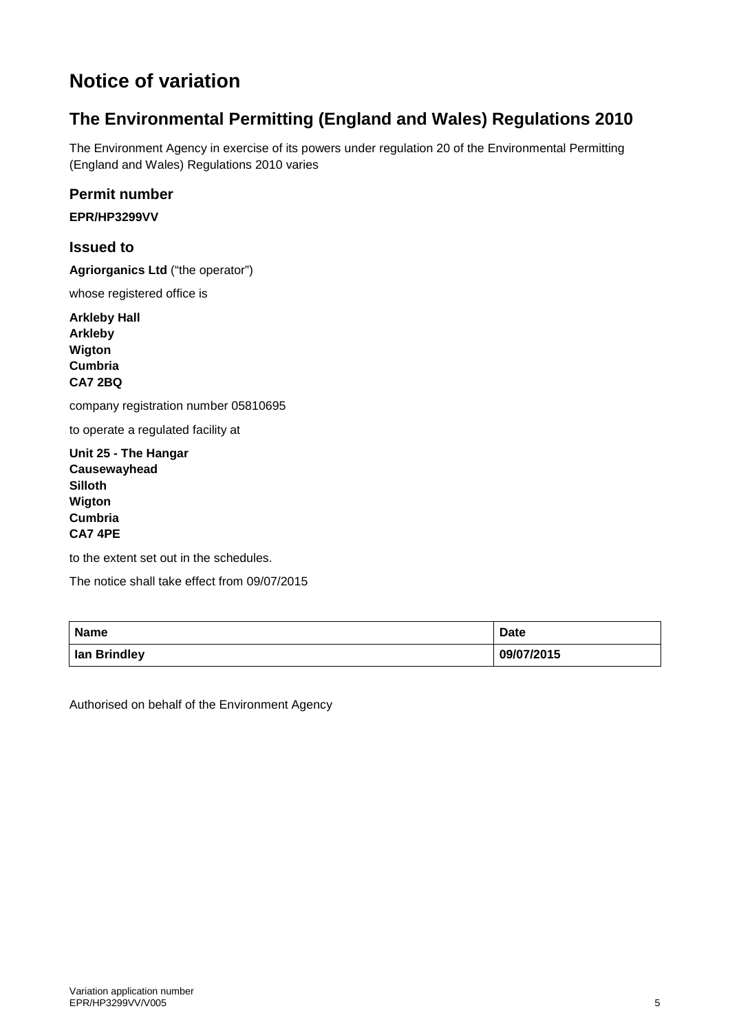# Notice of variation

## The Environmental Permitting (England and Wales) Regulations 2010

The Environment Agency in exercise of its powers under regulation 20 of the Environmental Permitting (England and Wales) Regulations 2010 varies

### Permit number

**EPR/HP3299VV**

### Issued to

**Agriorganics Ltd** ("the operator")

whose registered office is

**Arkleby Hall**
**Arkleby**
**Wigton**
**Cumbria**
**CA7 2BQ**

company registration number 05810695

to operate a regulated facility at

**Unit 25 - The Hangar**
**Causewayhead**
**Silloth**
**Wigton**
**Cumbria**
**CA7 4PE**

to the extent set out in the schedules.

The notice shall take effect from 09/07/2015

| Name | Date |
|---|---|
| Ian Brindley | 09/07/2015 |

Authorised on behalf of the Environment Agency

Variation application number
EPR/HP3299VV/V005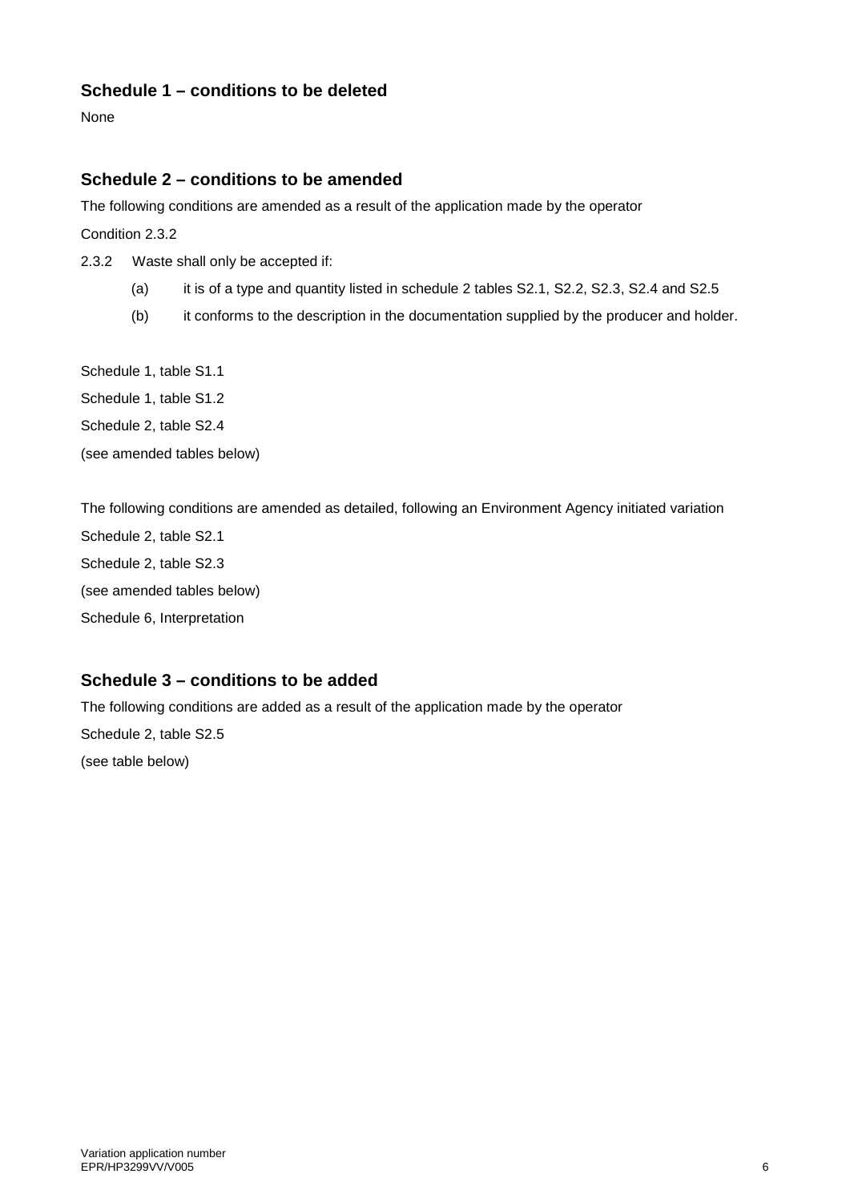## Schedule 1 – conditions to be deleted

None

## Schedule 2 – conditions to be amended

The following conditions are amended as a result of the application made by the operator

Condition 2.3.2

2.3.2 Waste shall only be accepted if:

(a) it is of a type and quantity listed in schedule 2 tables S2.1, S2.2, S2.3, S2.4 and S2.5

(b) it conforms to the description in the documentation supplied by the producer and holder.

Schedule 1, table S1.1

Schedule 1, table S1.2

Schedule 2, table S2.4

(see amended tables below)

The following conditions are amended as detailed, following an Environment Agency initiated variation

Schedule 2, table S2.1

Schedule 2, table S2.3

(see amended tables below)

Schedule 6, Interpretation

## Schedule 3 – conditions to be added

The following conditions are added as a result of the application made by the operator

Schedule 2, table S2.5

(see table below)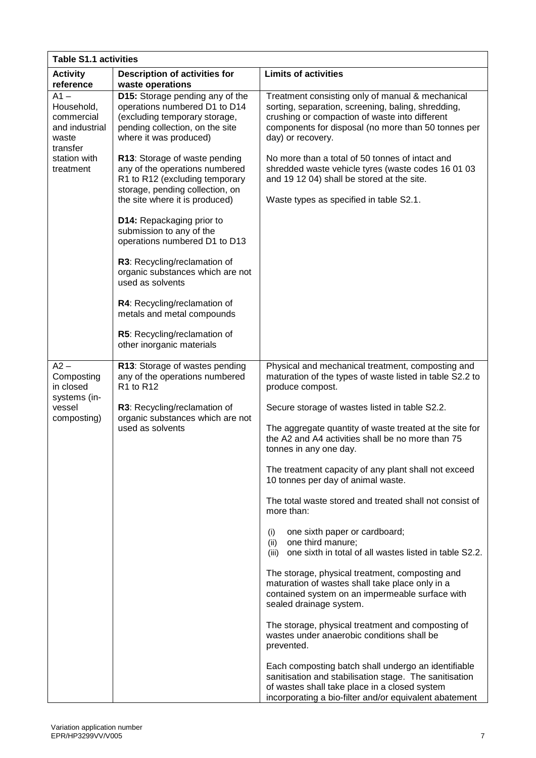| Table S1.1 activities | | |
|---|---|---|
| **Activity reference** | **Description of activities for waste operations** | **Limits of activities** |
| A1 – Household, commercial and industrial waste transfer station with treatment | **D15:** Storage pending any of the operations numbered D1 to D14 (excluding temporary storage, pending collection, on the site where it was produced)<br><br>**R13**: Storage of waste pending any of the operations numbered R1 to R12 (excluding temporary storage, pending collection, on the site where it is produced)<br><br>**D14:** Repackaging prior to submission to any of the operations numbered D1 to D13<br><br>**R3**: Recycling/reclamation of organic substances which are not used as solvents<br><br>**R4**: Recycling/reclamation of metals and metal compounds<br><br>**R5**: Recycling/reclamation of other inorganic materials | Treatment consisting only of manual & mechanical sorting, separation, screening, baling, shredding, crushing or compaction of waste into different components for disposal (no more than 50 tonnes per day) or recovery.<br><br>No more than a total of 50 tonnes of intact and shredded waste vehicle tyres (waste codes 16 01 03 and 19 12 04) shall be stored at the site.<br><br>Waste types as specified in table S2.1. |
| A2 – Composting in closed systems (in-vessel composting) | **R13**: Storage of wastes pending any of the operations numbered R1 to R12<br><br>**R3**: Recycling/reclamation of organic substances which are not used as solvents | Physical and mechanical treatment, composting and maturation of the types of waste listed in table S2.2 to produce compost.<br><br>Secure storage of wastes listed in table S2.2.<br><br>The aggregate quantity of waste treated at the site for the A2 and A4 activities shall be no more than 75 tonnes in any one day.<br><br>The treatment capacity of any plant shall not exceed 10 tonnes per day of animal waste.<br><br>The total waste stored and treated shall not consist of more than:<br><br>(i) one sixth paper or cardboard;<br>(ii) one third manure;<br>(iii) one sixth in total of all wastes listed in table S2.2.<br><br>The storage, physical treatment, composting and maturation of wastes shall take place only in a contained system on an impermeable surface with sealed drainage system.<br><br>The storage, physical treatment and composting of wastes under anaerobic conditions shall be prevented.<br><br>Each composting batch shall undergo an identifiable sanitisation and stabilisation stage. The sanitisation of wastes shall take place in a closed system incorporating a bio-filter and/or equivalent abatement |

Variation application number
EPR/HP3299VV/V005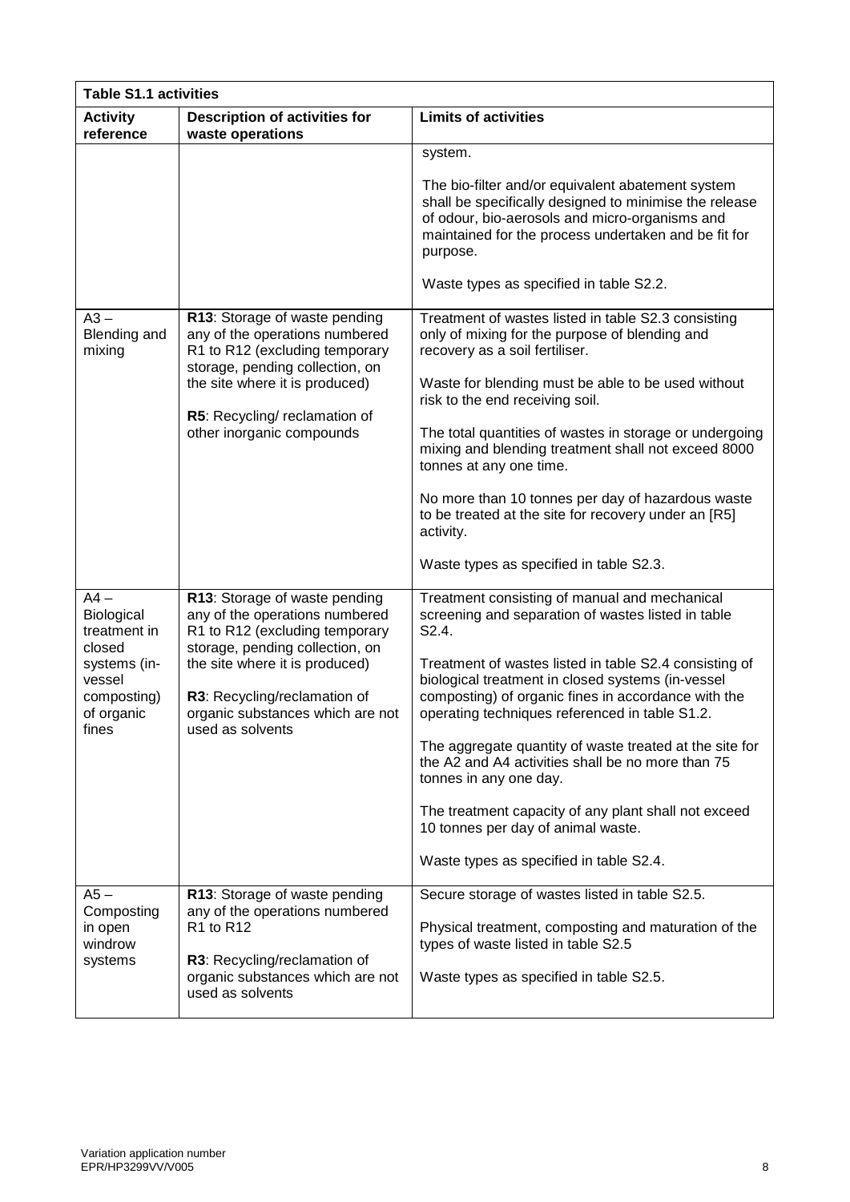| **Table S1.1 activities** | | |
|---|---|---|
| **Activity reference** | **Description of activities for waste operations** | **Limits of activities** |
| | | system.<br><br>The bio-filter and/or equivalent abatement system shall be specifically designed to minimise the release of odour, bio-aerosols and micro-organisms and maintained for the process undertaken and be fit for purpose.<br><br>Waste types as specified in table S2.2. |
| A3 – Blending and mixing | **R13**: Storage of waste pending any of the operations numbered R1 to R12 (excluding temporary storage, pending collection, on the site where it is produced)<br><br>**R5**: Recycling/ reclamation of other inorganic compounds | Treatment of wastes listed in table S2.3 consisting only of mixing for the purpose of blending and recovery as a soil fertiliser.<br><br>Waste for blending must be able to be used without risk to the end receiving soil.<br><br>The total quantities of wastes in storage or undergoing mixing and blending treatment shall not exceed 8000 tonnes at any one time.<br><br>No more than 10 tonnes per day of hazardous waste to be treated at the site for recovery under an [R5] activity.<br><br>Waste types as specified in table S2.3. |
| A4 – Biological treatment in closed systems (in-vessel composting) of organic fines | **R13**: Storage of waste pending any of the operations numbered R1 to R12 (excluding temporary storage, pending collection, on the site where it is produced)<br><br>**R3**: Recycling/reclamation of organic substances which are not used as solvents | Treatment consisting of manual and mechanical screening and separation of wastes listed in table S2.4.<br><br>Treatment of wastes listed in table S2.4 consisting of biological treatment in closed systems (in-vessel composting) of organic fines in accordance with the operating techniques referenced in table S1.2.<br><br>The aggregate quantity of waste treated at the site for the A2 and A4 activities shall be no more than 75 tonnes in any one day.<br><br>The treatment capacity of any plant shall not exceed 10 tonnes per day of animal waste.<br><br>Waste types as specified in table S2.4. |
| A5 – Composting in open windrow systems | **R13**: Storage of waste pending any of the operations numbered R1 to R12<br><br>**R3**: Recycling/reclamation of organic substances which are not used as solvents | Secure storage of wastes listed in table S2.5.<br><br>Physical treatment, composting and maturation of the types of waste listed in table S2.5<br><br>Waste types as specified in table S2.5. |

Variation application number
EPR/HP3299VV/V005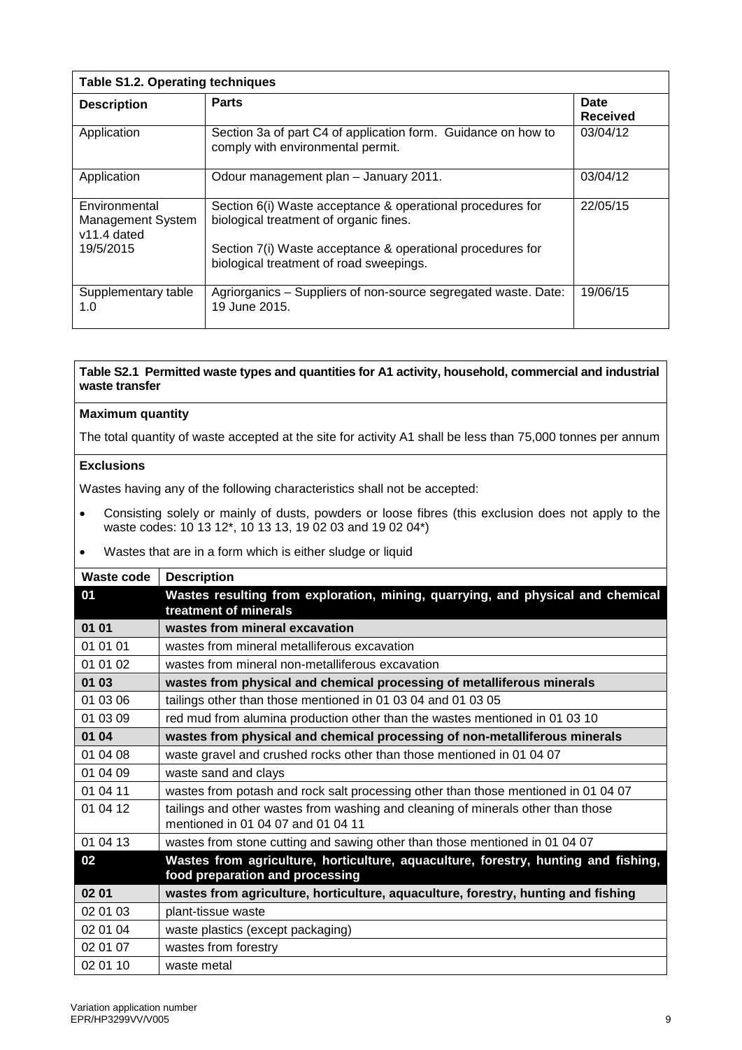| Table S1.2. Operating techniques | | |
|---|---|---|
| **Description** | **Parts** | **Date Received** |
| Application | Section 3a of part C4 of application form. Guidance on how to comply with environmental permit. | 03/04/12 |
| Application | Odour management plan – January 2011. | 03/04/12 |
| Environmental Management System v11.4 dated 19/5/2015 | Section 6(i) Waste acceptance & operational procedures for biological treatment of organic fines.<br><br>Section 7(i) Waste acceptance & operational procedures for biological treatment of road sweepings. | 22/05/15 |
| Supplementary table 1.0 | Agriorganics – Suppliers of non-source segregated waste. Date: 19 June 2015. | 19/06/15 |

**Table S2.1 Permitted waste types and quantities for A1 activity, household, commercial and industrial waste transfer**

**Maximum quantity**

The total quantity of waste accepted at the site for activity A1 shall be less than 75,000 tonnes per annum

**Exclusions**

Wastes having any of the following characteristics shall not be accepted:

- Consisting solely or mainly of dusts, powders or loose fibres (this exclusion does not apply to the waste codes: 10 13 12*, 10 13 13, 19 02 03 and 19 02 04*)
- Wastes that are in a form which is either sludge or liquid

| Waste code | Description |
|---|---|
| **01** | **Wastes resulting from exploration, mining, quarrying, and physical and chemical treatment of minerals** |
| **01 01** | **wastes from mineral excavation** |
| 01 01 01 | wastes from mineral metalliferous excavation |
| 01 01 02 | wastes from mineral non-metalliferous excavation |
| **01 03** | **wastes from physical and chemical processing of metalliferous minerals** |
| 01 03 06 | tailings other than those mentioned in 01 03 04 and 01 03 05 |
| 01 03 09 | red mud from alumina production other than the wastes mentioned in 01 03 10 |
| **01 04** | **wastes from physical and chemical processing of non-metalliferous minerals** |
| 01 04 08 | waste gravel and crushed rocks other than those mentioned in 01 04 07 |
| 01 04 09 | waste sand and clays |
| 01 04 11 | wastes from potash and rock salt processing other than those mentioned in 01 04 07 |
| 01 04 12 | tailings and other wastes from washing and cleaning of minerals other than those mentioned in 01 04 07 and 01 04 11 |
| 01 04 13 | wastes from stone cutting and sawing other than those mentioned in 01 04 07 |
| **02** | **Wastes from agriculture, horticulture, aquaculture, forestry, hunting and fishing, food preparation and processing** |
| **02 01** | **wastes from agriculture, horticulture, aquaculture, forestry, hunting and fishing** |
| 02 01 03 | plant-tissue waste |
| 02 01 04 | waste plastics (except packaging) |
| 02 01 07 | wastes from forestry |
| 02 01 10 | waste metal |

Variation application number
EPR/HP3299VV/V005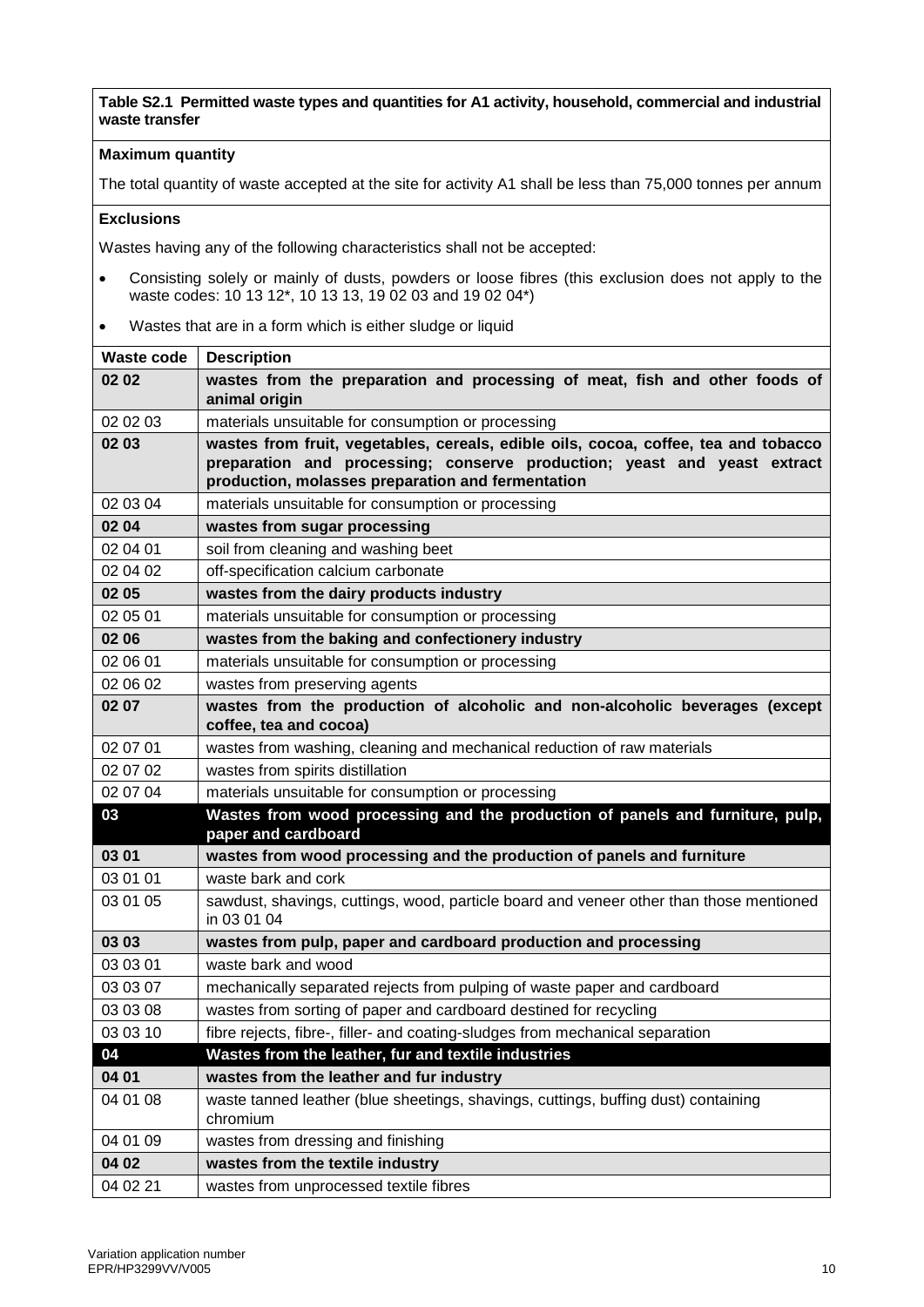**Table S2.1 Permitted waste types and quantities for A1 activity, household, commercial and industrial waste transfer**

**Maximum quantity**

The total quantity of waste accepted at the site for activity A1 shall be less than 75,000 tonnes per annum

**Exclusions**

Wastes having any of the following characteristics shall not be accepted:

- Consisting solely or mainly of dusts, powders or loose fibres (this exclusion does not apply to the waste codes: 10 13 12*, 10 13 13, 19 02 03 and 19 02 04*)
- Wastes that are in a form which is either sludge or liquid

| Waste code | Description |
|---|---|
| **02 02** | **wastes from the preparation and processing of meat, fish and other foods of animal origin** |
| 02 02 03 | materials unsuitable for consumption or processing |
| **02 03** | **wastes from fruit, vegetables, cereals, edible oils, cocoa, coffee, tea and tobacco preparation and processing; conserve production; yeast and yeast extract production, molasses preparation and fermentation** |
| 02 03 04 | materials unsuitable for consumption or processing |
| **02 04** | **wastes from sugar processing** |
| 02 04 01 | soil from cleaning and washing beet |
| 02 04 02 | off-specification calcium carbonate |
| **02 05** | **wastes from the dairy products industry** |
| 02 05 01 | materials unsuitable for consumption or processing |
| **02 06** | **wastes from the baking and confectionery industry** |
| 02 06 01 | materials unsuitable for consumption or processing |
| 02 06 02 | wastes from preserving agents |
| **02 07** | **wastes from the production of alcoholic and non-alcoholic beverages (except coffee, tea and cocoa)** |
| 02 07 01 | wastes from washing, cleaning and mechanical reduction of raw materials |
| 02 07 02 | wastes from spirits distillation |
| 02 07 04 | materials unsuitable for consumption or processing |
| **03** | **Wastes from wood processing and the production of panels and furniture, pulp, paper and cardboard** |
| **03 01** | **wastes from wood processing and the production of panels and furniture** |
| 03 01 01 | waste bark and cork |
| 03 01 05 | sawdust, shavings, cuttings, wood, particle board and veneer other than those mentioned in 03 01 04 |
| **03 03** | **wastes from pulp, paper and cardboard production and processing** |
| 03 03 01 | waste bark and wood |
| 03 03 07 | mechanically separated rejects from pulping of waste paper and cardboard |
| 03 03 08 | wastes from sorting of paper and cardboard destined for recycling |
| 03 03 10 | fibre rejects, fibre-, filler- and coating-sludges from mechanical separation |
| **04** | **Wastes from the leather, fur and textile industries** |
| **04 01** | **wastes from the leather and fur industry** |
| 04 01 08 | waste tanned leather (blue sheetings, shavings, cuttings, buffing dust) containing chromium |
| 04 01 09 | wastes from dressing and finishing |
| **04 02** | **wastes from the textile industry** |
| 04 02 21 | wastes from unprocessed textile fibres |

Variation application number EPR/HP3299VV/V005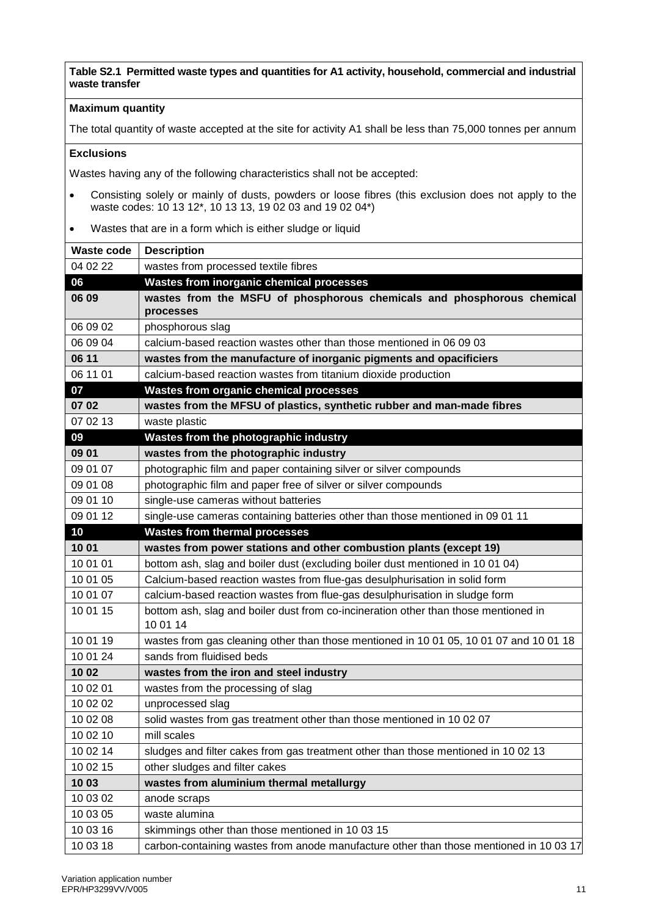**Table S2.1 Permitted waste types and quantities for A1 activity, household, commercial and industrial waste transfer**

**Maximum quantity**

The total quantity of waste accepted at the site for activity A1 shall be less than 75,000 tonnes per annum

**Exclusions**

Wastes having any of the following characteristics shall not be accepted:

- Consisting solely or mainly of dusts, powders or loose fibres (this exclusion does not apply to the waste codes: 10 13 12*, 10 13 13, 19 02 03 and 19 02 04*)
- Wastes that are in a form which is either sludge or liquid

| Waste code | Description |
|---|---|
| 04 02 22 | wastes from processed textile fibres |
| **06** | **Wastes from inorganic chemical processes** |
| **06 09** | **wastes from the MSFU of phosphorous chemicals and phosphorous chemical processes** |
| 06 09 02 | phosphorous slag |
| 06 09 04 | calcium-based reaction wastes other than those mentioned in 06 09 03 |
| **06 11** | **wastes from the manufacture of inorganic pigments and opacificiers** |
| 06 11 01 | calcium-based reaction wastes from titanium dioxide production |
| **07** | **Wastes from organic chemical processes** |
| **07 02** | **wastes from the MFSU of plastics, synthetic rubber and man-made fibres** |
| 07 02 13 | waste plastic |
| **09** | **Wastes from the photographic industry** |
| **09 01** | **wastes from the photographic industry** |
| 09 01 07 | photographic film and paper containing silver or silver compounds |
| 09 01 08 | photographic film and paper free of silver or silver compounds |
| 09 01 10 | single-use cameras without batteries |
| 09 01 12 | single-use cameras containing batteries other than those mentioned in 09 01 11 |
| **10** | **Wastes from thermal processes** |
| **10 01** | **wastes from power stations and other combustion plants (except 19)** |
| 10 01 01 | bottom ash, slag and boiler dust (excluding boiler dust mentioned in 10 01 04) |
| 10 01 05 | Calcium-based reaction wastes from flue-gas desulphurisation in solid form |
| 10 01 07 | calcium-based reaction wastes from flue-gas desulphurisation in sludge form |
| 10 01 15 | bottom ash, slag and boiler dust from co-incineration other than those mentioned in 10 01 14 |
| 10 01 19 | wastes from gas cleaning other than those mentioned in 10 01 05, 10 01 07 and 10 01 18 |
| 10 01 24 | sands from fluidised beds |
| **10 02** | **wastes from the iron and steel industry** |
| 10 02 01 | wastes from the processing of slag |
| 10 02 02 | unprocessed slag |
| 10 02 08 | solid wastes from gas treatment other than those mentioned in 10 02 07 |
| 10 02 10 | mill scales |
| 10 02 14 | sludges and filter cakes from gas treatment other than those mentioned in 10 02 13 |
| 10 02 15 | other sludges and filter cakes |
| **10 03** | **wastes from aluminium thermal metallurgy** |
| 10 03 02 | anode scraps |
| 10 03 05 | waste alumina |
| 10 03 16 | skimmings other than those mentioned in 10 03 15 |
| 10 03 18 | carbon-containing wastes from anode manufacture other than those mentioned in 10 03 17 |

Variation application number
EPR/HP3299VV/V005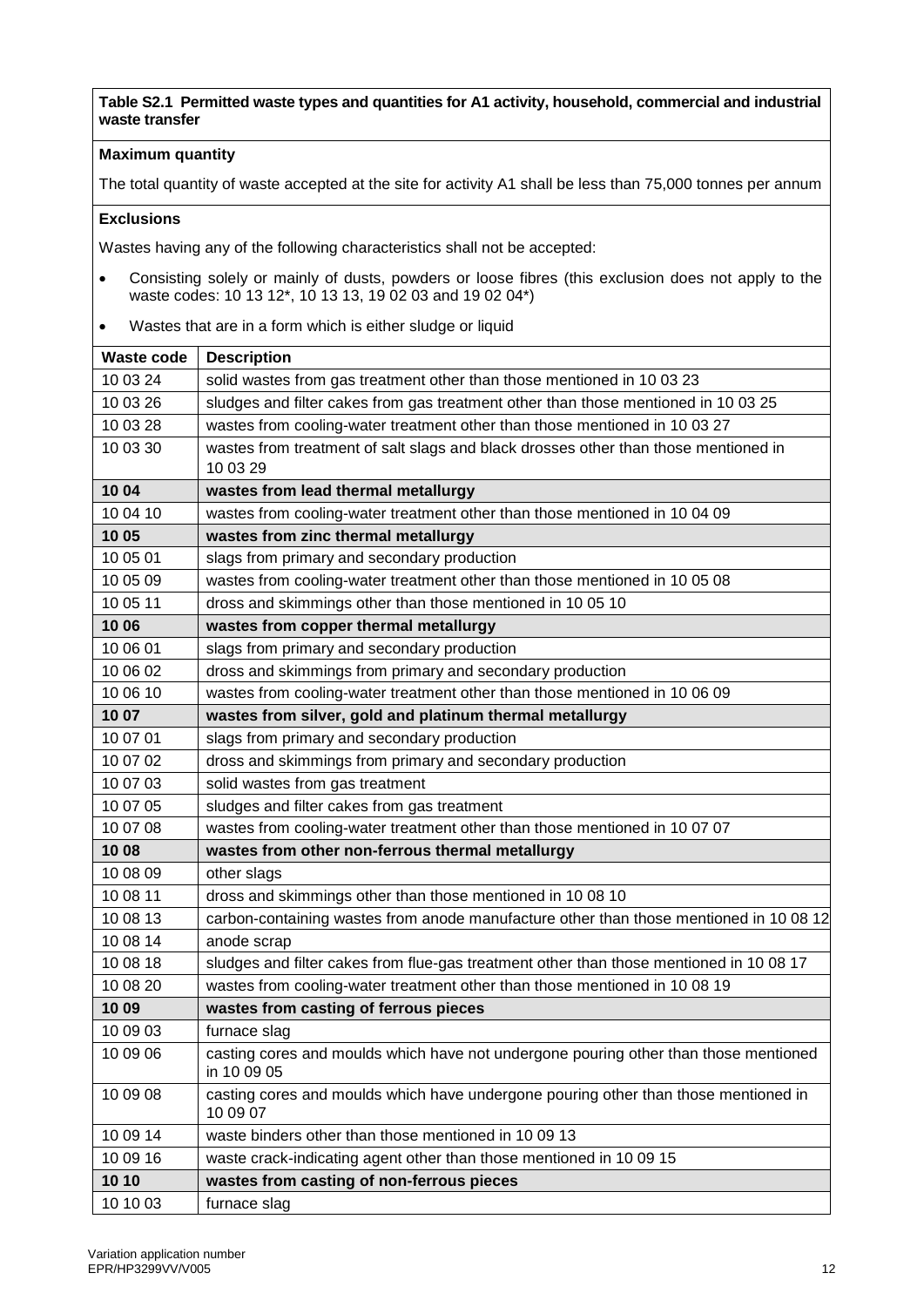**Table S2.1 Permitted waste types and quantities for A1 activity, household, commercial and industrial waste transfer**

**Maximum quantity**

The total quantity of waste accepted at the site for activity A1 shall be less than 75,000 tonnes per annum

**Exclusions**

Wastes having any of the following characteristics shall not be accepted:

- Consisting solely or mainly of dusts, powders or loose fibres (this exclusion does not apply to the waste codes: 10 13 12*, 10 13 13, 19 02 03 and 19 02 04*)
- Wastes that are in a form which is either sludge or liquid

| Waste code | Description |
|---|---|
| 10 03 24 | solid wastes from gas treatment other than those mentioned in 10 03 23 |
| 10 03 26 | sludges and filter cakes from gas treatment other than those mentioned in 10 03 25 |
| 10 03 28 | wastes from cooling-water treatment other than those mentioned in 10 03 27 |
| 10 03 30 | wastes from treatment of salt slags and black drosses other than those mentioned in 10 03 29 |
| **10 04** | **wastes from lead thermal metallurgy** |
| 10 04 10 | wastes from cooling-water treatment other than those mentioned in 10 04 09 |
| **10 05** | **wastes from zinc thermal metallurgy** |
| 10 05 01 | slags from primary and secondary production |
| 10 05 09 | wastes from cooling-water treatment other than those mentioned in 10 05 08 |
| 10 05 11 | dross and skimmings other than those mentioned in 10 05 10 |
| **10 06** | **wastes from copper thermal metallurgy** |
| 10 06 01 | slags from primary and secondary production |
| 10 06 02 | dross and skimmings from primary and secondary production |
| 10 06 10 | wastes from cooling-water treatment other than those mentioned in 10 06 09 |
| **10 07** | **wastes from silver, gold and platinum thermal metallurgy** |
| 10 07 01 | slags from primary and secondary production |
| 10 07 02 | dross and skimmings from primary and secondary production |
| 10 07 03 | solid wastes from gas treatment |
| 10 07 05 | sludges and filter cakes from gas treatment |
| 10 07 08 | wastes from cooling-water treatment other than those mentioned in 10 07 07 |
| **10 08** | **wastes from other non-ferrous thermal metallurgy** |
| 10 08 09 | other slags |
| 10 08 11 | dross and skimmings other than those mentioned in 10 08 10 |
| 10 08 13 | carbon-containing wastes from anode manufacture other than those mentioned in 10 08 12 |
| 10 08 14 | anode scrap |
| 10 08 18 | sludges and filter cakes from flue-gas treatment other than those mentioned in 10 08 17 |
| 10 08 20 | wastes from cooling-water treatment other than those mentioned in 10 08 19 |
| **10 09** | **wastes from casting of ferrous pieces** |
| 10 09 03 | furnace slag |
| 10 09 06 | casting cores and moulds which have not undergone pouring other than those mentioned in 10 09 05 |
| 10 09 08 | casting cores and moulds which have undergone pouring other than those mentioned in 10 09 07 |
| 10 09 14 | waste binders other than those mentioned in 10 09 13 |
| 10 09 16 | waste crack-indicating agent other than those mentioned in 10 09 15 |
| **10 10** | **wastes from casting of non-ferrous pieces** |
| 10 10 03 | furnace slag |

Variation application number
EPR/HP3299VV/V005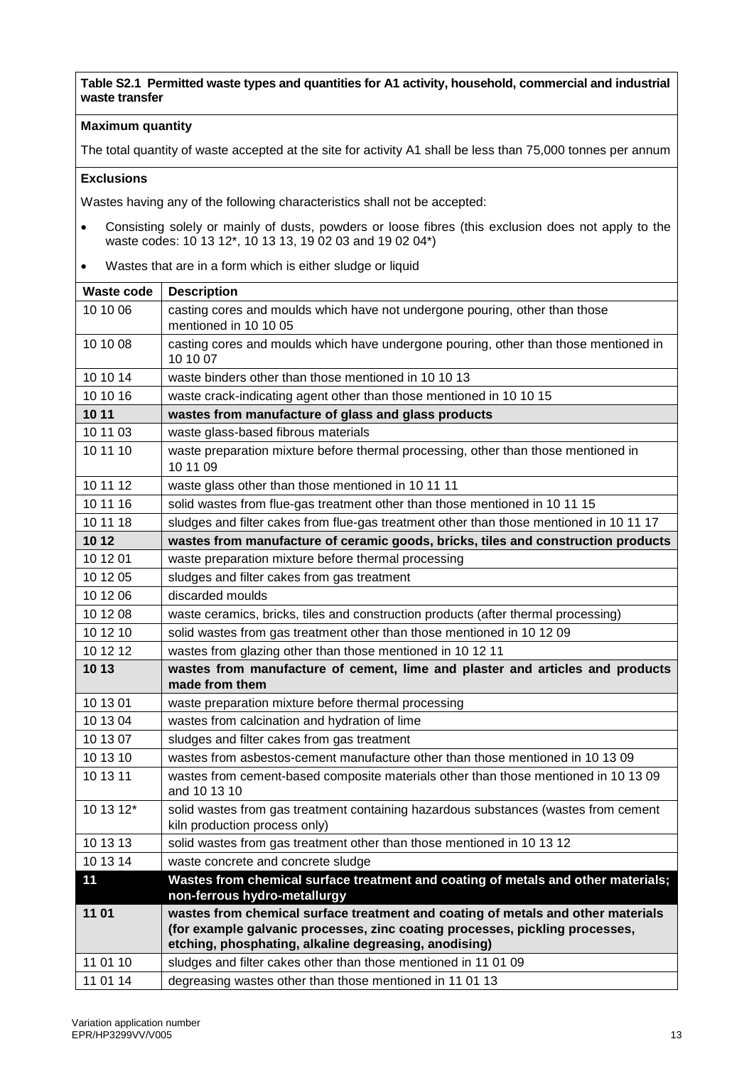**Table S2.1 Permitted waste types and quantities for A1 activity, household, commercial and industrial waste transfer**

**Maximum quantity**

The total quantity of waste accepted at the site for activity A1 shall be less than 75,000 tonnes per annum

**Exclusions**

Wastes having any of the following characteristics shall not be accepted:

- Consisting solely or mainly of dusts, powders or loose fibres (this exclusion does not apply to the waste codes: 10 13 12*, 10 13 13, 19 02 03 and 19 02 04*)
- Wastes that are in a form which is either sludge or liquid

| Waste code | Description |
|---|---|
| 10 10 06 | casting cores and moulds which have not undergone pouring, other than those mentioned in 10 10 05 |
| 10 10 08 | casting cores and moulds which have undergone pouring, other than those mentioned in 10 10 07 |
| 10 10 14 | waste binders other than those mentioned in 10 10 13 |
| 10 10 16 | waste crack-indicating agent other than those mentioned in 10 10 15 |
| **10 11** | **wastes from manufacture of glass and glass products** |
| 10 11 03 | waste glass-based fibrous materials |
| 10 11 10 | waste preparation mixture before thermal processing, other than those mentioned in 10 11 09 |
| 10 11 12 | waste glass other than those mentioned in 10 11 11 |
| 10 11 16 | solid wastes from flue-gas treatment other than those mentioned in 10 11 15 |
| 10 11 18 | sludges and filter cakes from flue-gas treatment other than those mentioned in 10 11 17 |
| **10 12** | **wastes from manufacture of ceramic goods, bricks, tiles and construction products** |
| 10 12 01 | waste preparation mixture before thermal processing |
| 10 12 05 | sludges and filter cakes from gas treatment |
| 10 12 06 | discarded moulds |
| 10 12 08 | waste ceramics, bricks, tiles and construction products (after thermal processing) |
| 10 12 10 | solid wastes from gas treatment other than those mentioned in 10 12 09 |
| 10 12 12 | wastes from glazing other than those mentioned in 10 12 11 |
| **10 13** | **wastes from manufacture of cement, lime and plaster and articles and products made from them** |
| 10 13 01 | waste preparation mixture before thermal processing |
| 10 13 04 | wastes from calcination and hydration of lime |
| 10 13 07 | sludges and filter cakes from gas treatment |
| 10 13 10 | wastes from asbestos-cement manufacture other than those mentioned in 10 13 09 |
| 10 13 11 | wastes from cement-based composite materials other than those mentioned in 10 13 09 and 10 13 10 |
| 10 13 12* | solid wastes from gas treatment containing hazardous substances (wastes from cement kiln production process only) |
| 10 13 13 | solid wastes from gas treatment other than those mentioned in 10 13 12 |
| 10 13 14 | waste concrete and concrete sludge |
| **11** | **Wastes from chemical surface treatment and coating of metals and other materials; non-ferrous hydro-metallurgy** |
| **11 01** | **wastes from chemical surface treatment and coating of metals and other materials (for example galvanic processes, zinc coating processes, pickling processes, etching, phosphating, alkaline degreasing, anodising)** |
| 11 01 10 | sludges and filter cakes other than those mentioned in 11 01 09 |
| 11 01 14 | degreasing wastes other than those mentioned in 11 01 13 |

Variation application number
EPR/HP3299VV/V005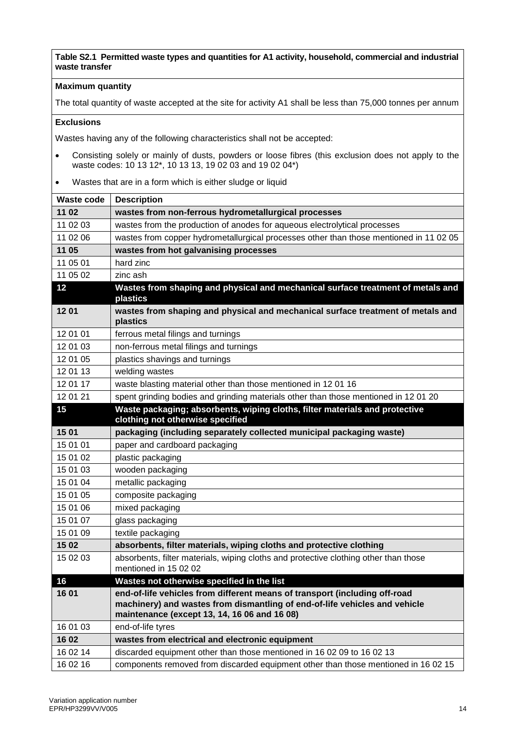**Table S2.1 Permitted waste types and quantities for A1 activity, household, commercial and industrial waste transfer**

**Maximum quantity**

The total quantity of waste accepted at the site for activity A1 shall be less than 75,000 tonnes per annum

**Exclusions**

Wastes having any of the following characteristics shall not be accepted:

- Consisting solely or mainly of dusts, powders or loose fibres (this exclusion does not apply to the waste codes: 10 13 12*, 10 13 13, 19 02 03 and 19 02 04*)
- Wastes that are in a form which is either sludge or liquid

| Waste code | Description |
|---|---|
| **11 02** | **wastes from non-ferrous hydrometallurgical processes** |
| 11 02 03 | wastes from the production of anodes for aqueous electrolytical processes |
| 11 02 06 | wastes from copper hydrometallurgical processes other than those mentioned in 11 02 05 |
| **11 05** | **wastes from hot galvanising processes** |
| 11 05 01 | hard zinc |
| 11 05 02 | zinc ash |
| **12** | **Wastes from shaping and physical and mechanical surface treatment of metals and plastics** |
| **12 01** | **wastes from shaping and physical and mechanical surface treatment of metals and plastics** |
| 12 01 01 | ferrous metal filings and turnings |
| 12 01 03 | non-ferrous metal filings and turnings |
| 12 01 05 | plastics shavings and turnings |
| 12 01 13 | welding wastes |
| 12 01 17 | waste blasting material other than those mentioned in 12 01 16 |
| 12 01 21 | spent grinding bodies and grinding materials other than those mentioned in 12 01 20 |
| **15** | **Waste packaging; absorbents, wiping cloths, filter materials and protective clothing not otherwise specified** |
| **15 01** | **packaging (including separately collected municipal packaging waste)** |
| 15 01 01 | paper and cardboard packaging |
| 15 01 02 | plastic packaging |
| 15 01 03 | wooden packaging |
| 15 01 04 | metallic packaging |
| 15 01 05 | composite packaging |
| 15 01 06 | mixed packaging |
| 15 01 07 | glass packaging |
| 15 01 09 | textile packaging |
| **15 02** | **absorbents, filter materials, wiping cloths and protective clothing** |
| 15 02 03 | absorbents, filter materials, wiping cloths and protective clothing other than those mentioned in 15 02 02 |
| **16** | **Wastes not otherwise specified in the list** |
| **16 01** | **end-of-life vehicles from different means of transport (including off-road machinery) and wastes from dismantling of end-of-life vehicles and vehicle maintenance (except 13, 14, 16 06 and 16 08)** |
| 16 01 03 | end-of-life tyres |
| **16 02** | **wastes from electrical and electronic equipment** |
| 16 02 14 | discarded equipment other than those mentioned in 16 02 09 to 16 02 13 |
| 16 02 16 | components removed from discarded equipment other than those mentioned in 16 02 15 |

Variation application number
EPR/HP3299VV/V005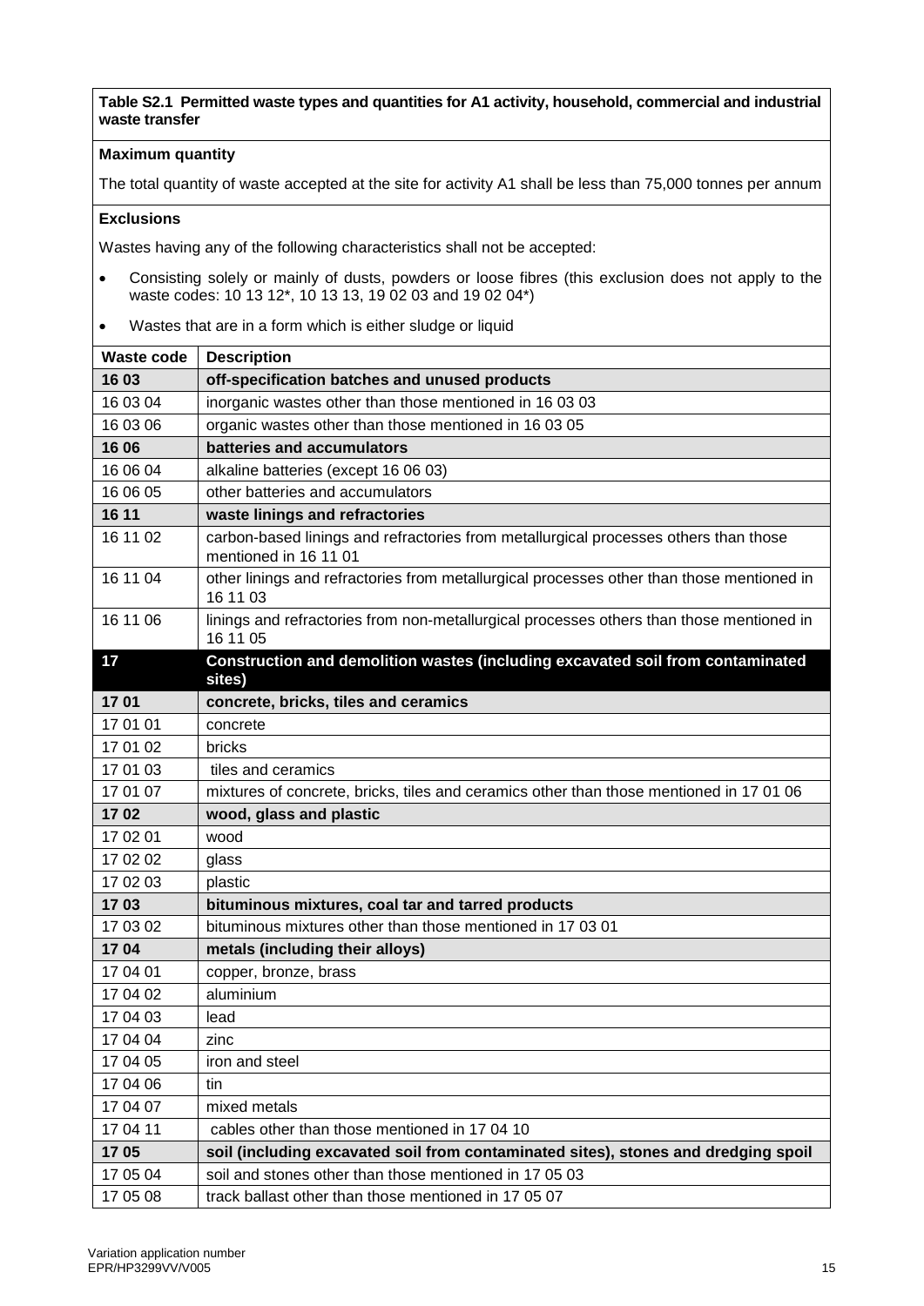**Table S2.1 Permitted waste types and quantities for A1 activity, household, commercial and industrial waste transfer**

**Maximum quantity**

The total quantity of waste accepted at the site for activity A1 shall be less than 75,000 tonnes per annum

**Exclusions**

Wastes having any of the following characteristics shall not be accepted:

- Consisting solely or mainly of dusts, powders or loose fibres (this exclusion does not apply to the waste codes: 10 13 12*, 10 13 13, 19 02 03 and 19 02 04*)
- Wastes that are in a form which is either sludge or liquid

| Waste code | Description |
|---|---|
| **16 03** | **off-specification batches and unused products** |
| 16 03 04 | inorganic wastes other than those mentioned in 16 03 03 |
| 16 03 06 | organic wastes other than those mentioned in 16 03 05 |
| **16 06** | **batteries and accumulators** |
| 16 06 04 | alkaline batteries (except 16 06 03) |
| 16 06 05 | other batteries and accumulators |
| **16 11** | **waste linings and refractories** |
| 16 11 02 | carbon-based linings and refractories from metallurgical processes others than those mentioned in 16 11 01 |
| 16 11 04 | other linings and refractories from metallurgical processes other than those mentioned in 16 11 03 |
| 16 11 06 | linings and refractories from non-metallurgical processes others than those mentioned in 16 11 05 |
| **17** | **Construction and demolition wastes (including excavated soil from contaminated sites)** |
| **17 01** | **concrete, bricks, tiles and ceramics** |
| 17 01 01 | concrete |
| 17 01 02 | bricks |
| 17 01 03 | tiles and ceramics |
| 17 01 07 | mixtures of concrete, bricks, tiles and ceramics other than those mentioned in 17 01 06 |
| **17 02** | **wood, glass and plastic** |
| 17 02 01 | wood |
| 17 02 02 | glass |
| 17 02 03 | plastic |
| **17 03** | **bituminous mixtures, coal tar and tarred products** |
| 17 03 02 | bituminous mixtures other than those mentioned in 17 03 01 |
| **17 04** | **metals (including their alloys)** |
| 17 04 01 | copper, bronze, brass |
| 17 04 02 | aluminium |
| 17 04 03 | lead |
| 17 04 04 | zinc |
| 17 04 05 | iron and steel |
| 17 04 06 | tin |
| 17 04 07 | mixed metals |
| 17 04 11 | cables other than those mentioned in 17 04 10 |
| **17 05** | **soil (including excavated soil from contaminated sites), stones and dredging spoil** |
| 17 05 04 | soil and stones other than those mentioned in 17 05 03 |
| 17 05 08 | track ballast other than those mentioned in 17 05 07 |

Variation application number
EPR/HP3299VV/V005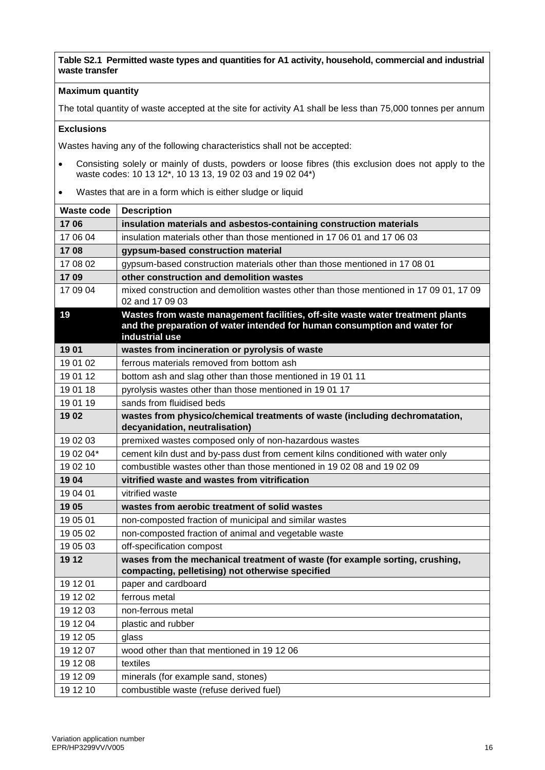**Table S2.1 Permitted waste types and quantities for A1 activity, household, commercial and industrial waste transfer**

**Maximum quantity**

The total quantity of waste accepted at the site for activity A1 shall be less than 75,000 tonnes per annum

**Exclusions**

Wastes having any of the following characteristics shall not be accepted:

- Consisting solely or mainly of dusts, powders or loose fibres (this exclusion does not apply to the waste codes: 10 13 12*, 10 13 13, 19 02 03 and 19 02 04*)
- Wastes that are in a form which is either sludge or liquid

| Waste code | Description |
|---|---|
| **17 06** | **insulation materials and asbestos-containing construction materials** |
| 17 06 04 | insulation materials other than those mentioned in 17 06 01 and 17 06 03 |
| **17 08** | **gypsum-based construction material** |
| 17 08 02 | gypsum-based construction materials other than those mentioned in 17 08 01 |
| **17 09** | **other construction and demolition wastes** |
| 17 09 04 | mixed construction and demolition wastes other than those mentioned in 17 09 01, 17 09 02 and 17 09 03 |
| **19** | **Wastes from waste management facilities, off-site waste water treatment plants and the preparation of water intended for human consumption and water for industrial use** |
| **19 01** | **wastes from incineration or pyrolysis of waste** |
| 19 01 02 | ferrous materials removed from bottom ash |
| 19 01 12 | bottom ash and slag other than those mentioned in 19 01 11 |
| 19 01 18 | pyrolysis wastes other than those mentioned in 19 01 17 |
| 19 01 19 | sands from fluidised beds |
| **19 02** | **wastes from physico/chemical treatments of waste (including dechromatation, decyanidation, neutralisation)** |
| 19 02 03 | premixed wastes composed only of non-hazardous wastes |
| 19 02 04* | cement kiln dust and by-pass dust from cement kilns conditioned with water only |
| 19 02 10 | combustible wastes other than those mentioned in 19 02 08 and 19 02 09 |
| **19 04** | **vitrified waste and wastes from vitrification** |
| 19 04 01 | vitrified waste |
| **19 05** | **wastes from aerobic treatment of solid wastes** |
| 19 05 01 | non-composted fraction of municipal and similar wastes |
| 19 05 02 | non-composted fraction of animal and vegetable waste |
| 19 05 03 | off-specification compost |
| **19 12** | **wases from the mechanical treatment of waste (for example sorting, crushing, compacting, pelletising) not otherwise specified** |
| 19 12 01 | paper and cardboard |
| 19 12 02 | ferrous metal |
| 19 12 03 | non-ferrous metal |
| 19 12 04 | plastic and rubber |
| 19 12 05 | glass |
| 19 12 07 | wood other than that mentioned in 19 12 06 |
| 19 12 08 | textiles |
| 19 12 09 | minerals (for example sand, stones) |
| 19 12 10 | combustible waste (refuse derived fuel) |

Variation application number
EPR/HP3299VV/V005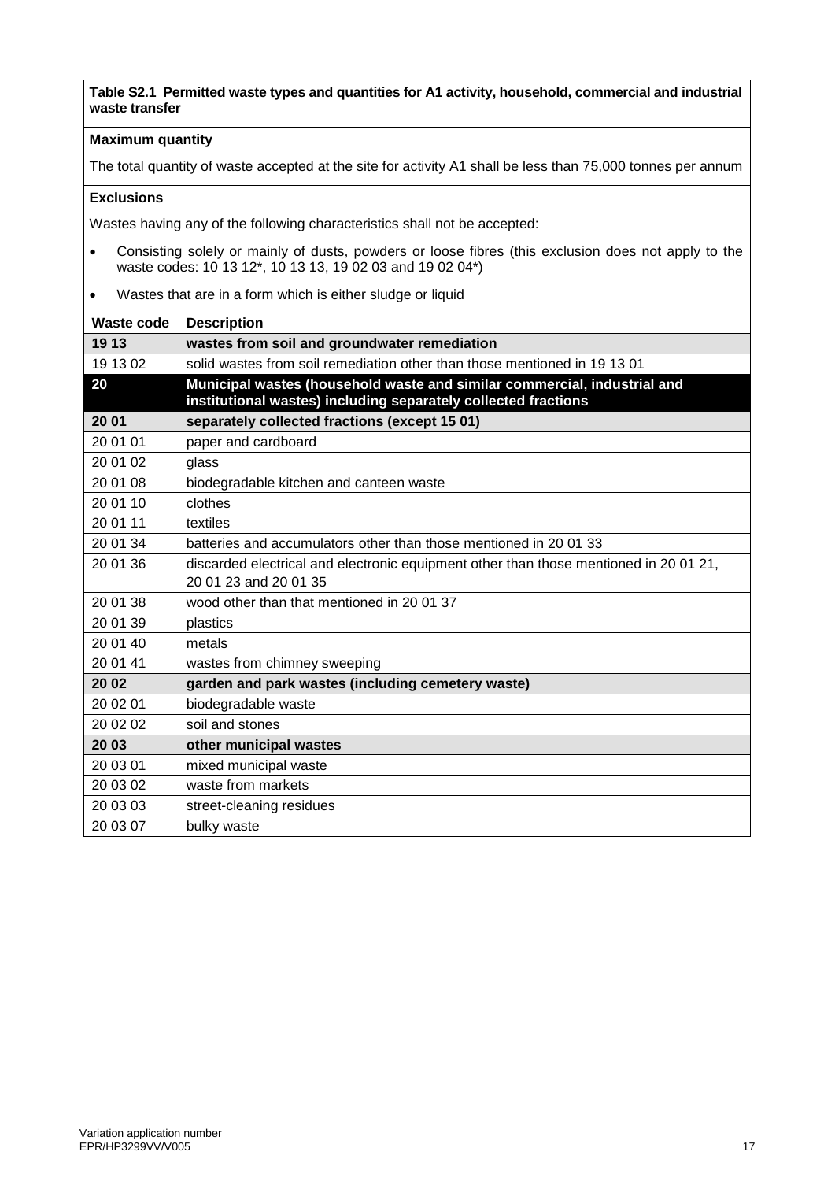**Table S2.1 Permitted waste types and quantities for A1 activity, household, commercial and industrial waste transfer**

**Maximum quantity**

The total quantity of waste accepted at the site for activity A1 shall be less than 75,000 tonnes per annum

**Exclusions**

Wastes having any of the following characteristics shall not be accepted:

- Consisting solely or mainly of dusts, powders or loose fibres (this exclusion does not apply to the waste codes: 10 13 12*, 10 13 13, 19 02 03 and 19 02 04*)
- Wastes that are in a form which is either sludge or liquid

| Waste code | Description |
|---|---|
| **19 13** | **wastes from soil and groundwater remediation** |
| 19 13 02 | solid wastes from soil remediation other than those mentioned in 19 13 01 |
| **20** | **Municipal wastes (household waste and similar commercial, industrial and institutional wastes) including separately collected fractions** |
| **20 01** | **separately collected fractions (except 15 01)** |
| 20 01 01 | paper and cardboard |
| 20 01 02 | glass |
| 20 01 08 | biodegradable kitchen and canteen waste |
| 20 01 10 | clothes |
| 20 01 11 | textiles |
| 20 01 34 | batteries and accumulators other than those mentioned in 20 01 33 |
| 20 01 36 | discarded electrical and electronic equipment other than those mentioned in 20 01 21, 20 01 23 and 20 01 35 |
| 20 01 38 | wood other than that mentioned in 20 01 37 |
| 20 01 39 | plastics |
| 20 01 40 | metals |
| 20 01 41 | wastes from chimney sweeping |
| **20 02** | **garden and park wastes (including cemetery waste)** |
| 20 02 01 | biodegradable waste |
| 20 02 02 | soil and stones |
| **20 03** | **other municipal wastes** |
| 20 03 01 | mixed municipal waste |
| 20 03 02 | waste from markets |
| 20 03 03 | street-cleaning residues |
| 20 03 07 | bulky waste |

Variation application number
EPR/HP3299VV/V005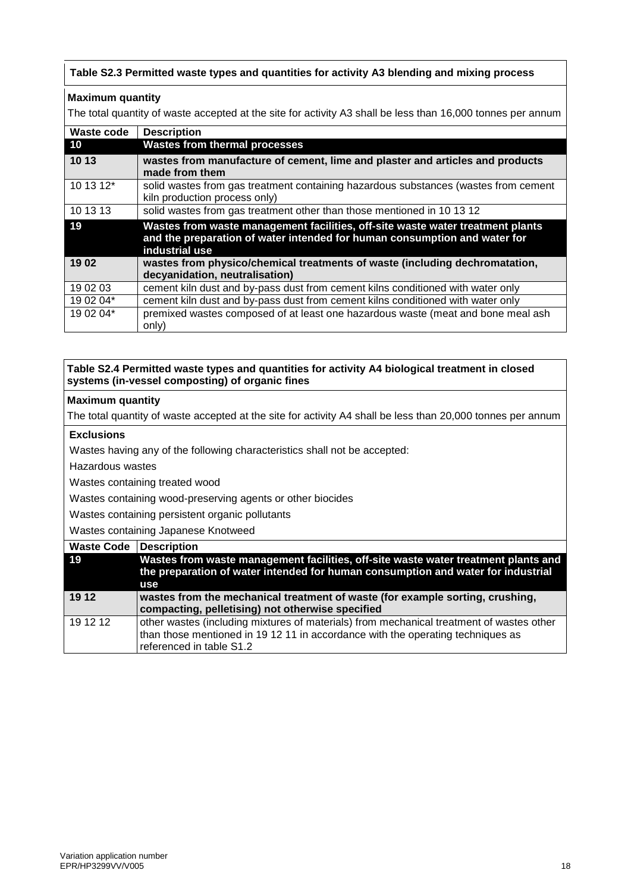**Table S2.3 Permitted waste types and quantities for activity A3 blending and mixing process**

**Maximum quantity**

The total quantity of waste accepted at the site for activity A3 shall be less than 16,000 tonnes per annum

| Waste code | Description |
|---|---|
| **10** | **Wastes from thermal processes** |
| **10 13** | **wastes from manufacture of cement, lime and plaster and articles and products made from them** |
| 10 13 12* | solid wastes from gas treatment containing hazardous substances (wastes from cement kiln production process only) |
| 10 13 13 | solid wastes from gas treatment other than those mentioned in 10 13 12 |
| **19** | **Wastes from waste management facilities, off-site waste water treatment plants and the preparation of water intended for human consumption and water for industrial use** |
| **19 02** | **wastes from physico/chemical treatments of waste (including dechromatation, decyanidation, neutralisation)** |
| 19 02 03 | cement kiln dust and by-pass dust from cement kilns conditioned with water only |
| 19 02 04* | cement kiln dust and by-pass dust from cement kilns conditioned with water only |
| 19 02 04* | premixed wastes composed of at least one hazardous waste (meat and bone meal ash only) |

**Table S2.4 Permitted waste types and quantities for activity A4 biological treatment in closed systems (in-vessel composting) of organic fines**

**Maximum quantity**

The total quantity of waste accepted at the site for activity A4 shall be less than 20,000 tonnes per annum

**Exclusions**

Wastes having any of the following characteristics shall not be accepted:

Hazardous wastes

Wastes containing treated wood

Wastes containing wood-preserving agents or other biocides

Wastes containing persistent organic pollutants

Wastes containing Japanese Knotweed

| Waste Code | Description |
|---|---|
| **19** | **Wastes from waste management facilities, off-site waste water treatment plants and the preparation of water intended for human consumption and water for industrial use** |
| **19 12** | **wastes from the mechanical treatment of waste (for example sorting, crushing, compacting, pelletising) not otherwise specified** |
| 19 12 12 | other wastes (including mixtures of materials) from mechanical treatment of wastes other than those mentioned in 19 12 11 in accordance with the operating techniques as referenced in table S1.2 |

Variation application number
EPR/HP3299VV/V005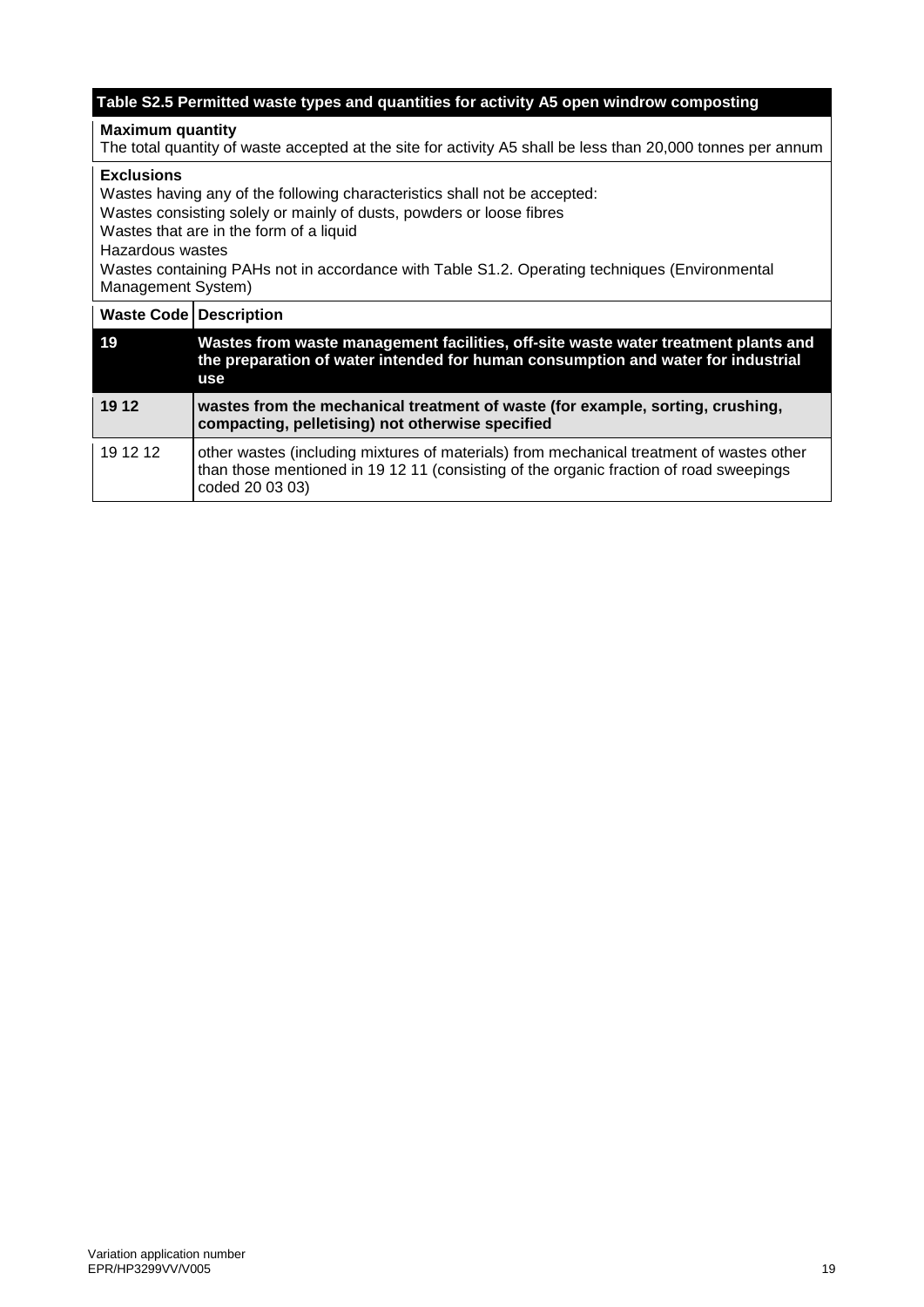| Table S2.5 Permitted waste types and quantities for activity A5 open windrow composting | |
|---|---|
| **Maximum quantity**<br>The total quantity of waste accepted at the site for activity A5 shall be less than 20,000 tonnes per annum | |
| **Exclusions**<br>Wastes having any of the following characteristics shall not be accepted:<br>Wastes consisting solely or mainly of dusts, powders or loose fibres<br>Wastes that are in the form of a liquid<br>Hazardous wastes<br>Wastes containing PAHs not in accordance with Table S1.2. Operating techniques (Environmental Management System) | |
| **Waste Code** | **Description** |
| **19** | **Wastes from waste management facilities, off-site waste water treatment plants and the preparation of water intended for human consumption and water for industrial use** |
| **19 12** | **wastes from the mechanical treatment of waste (for example, sorting, crushing, compacting, pelletising) not otherwise specified** |
| 19 12 12 | other wastes (including mixtures of materials) from mechanical treatment of wastes other than those mentioned in 19 12 11 (consisting of the organic fraction of road sweepings coded 20 03 03) |

Variation application number
EPR/HP3299VV/V005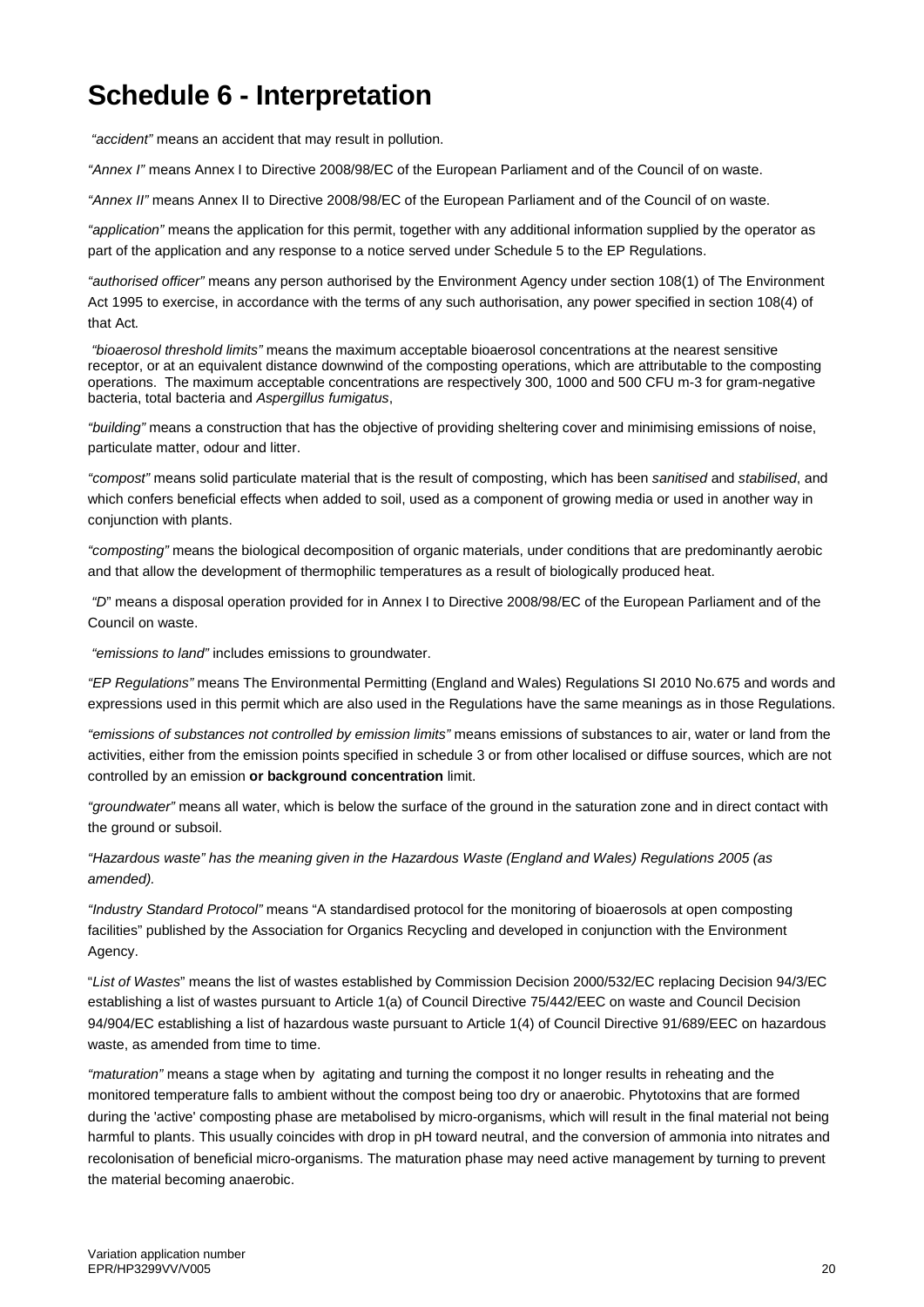# Schedule 6 - Interpretation

*"accident"* means an accident that may result in pollution.

*"Annex I"* means Annex I to Directive 2008/98/EC of the European Parliament and of the Council of on waste.

*"Annex II"* means Annex II to Directive 2008/98/EC of the European Parliament and of the Council of on waste.

*"application"* means the application for this permit, together with any additional information supplied by the operator as part of the application and any response to a notice served under Schedule 5 to the EP Regulations.

*"authorised officer"* means any person authorised by the Environment Agency under section 108(1) of The Environment Act 1995 to exercise, in accordance with the terms of any such authorisation, any power specified in section 108(4) of that Act.

*"bioaerosol threshold limits"* means the maximum acceptable bioaerosol concentrations at the nearest sensitive receptor, or at an equivalent distance downwind of the composting operations, which are attributable to the composting operations. The maximum acceptable concentrations are respectively 300, 1000 and 500 CFU m-3 for gram-negative bacteria, total bacteria and *Aspergillus fumigatus*,

*"building"* means a construction that has the objective of providing sheltering cover and minimising emissions of noise, particulate matter, odour and litter.

*"compost"* means solid particulate material that is the result of composting, which has been *sanitised* and *stabilised*, and which confers beneficial effects when added to soil, used as a component of growing media or used in another way in conjunction with plants.

*"composting"* means the biological decomposition of organic materials, under conditions that are predominantly aerobic and that allow the development of thermophilic temperatures as a result of biologically produced heat.

*"D"* means a disposal operation provided for in Annex I to Directive 2008/98/EC of the European Parliament and of the Council on waste.

*"emissions to land"* includes emissions to groundwater.

*"EP Regulations"* means The Environmental Permitting (England and Wales) Regulations SI 2010 No.675 and words and expressions used in this permit which are also used in the Regulations have the same meanings as in those Regulations.

*"emissions of substances not controlled by emission limits"* means emissions of substances to air, water or land from the activities, either from the emission points specified in schedule 3 or from other localised or diffuse sources, which are not controlled by an emission **or background concentration** limit.

*"groundwater"* means all water, which is below the surface of the ground in the saturation zone and in direct contact with the ground or subsoil.

*"Hazardous waste" has the meaning given in the Hazardous Waste (England and Wales) Regulations 2005 (as amended).*

*"Industry Standard Protocol"* means "A standardised protocol for the monitoring of bioaerosols at open composting facilities" published by the Association for Organics Recycling and developed in conjunction with the Environment Agency.

"*List of Wastes*" means the list of wastes established by Commission Decision 2000/532/EC replacing Decision 94/3/EC establishing a list of wastes pursuant to Article 1(a) of Council Directive 75/442/EEC on waste and Council Decision 94/904/EC establishing a list of hazardous waste pursuant to Article 1(4) of Council Directive 91/689/EEC on hazardous waste, as amended from time to time.

*"maturation"* means a stage when by agitating and turning the compost it no longer results in reheating and the monitored temperature falls to ambient without the compost being too dry or anaerobic. Phytotoxins that are formed during the 'active' composting phase are metabolised by micro-organisms, which will result in the final material not being harmful to plants. This usually coincides with drop in pH toward neutral, and the conversion of ammonia into nitrates and recolonisation of beneficial micro-organisms. The maturation phase may need active management by turning to prevent the material becoming anaerobic.

Variation application number
EPR/HP3299VV/V005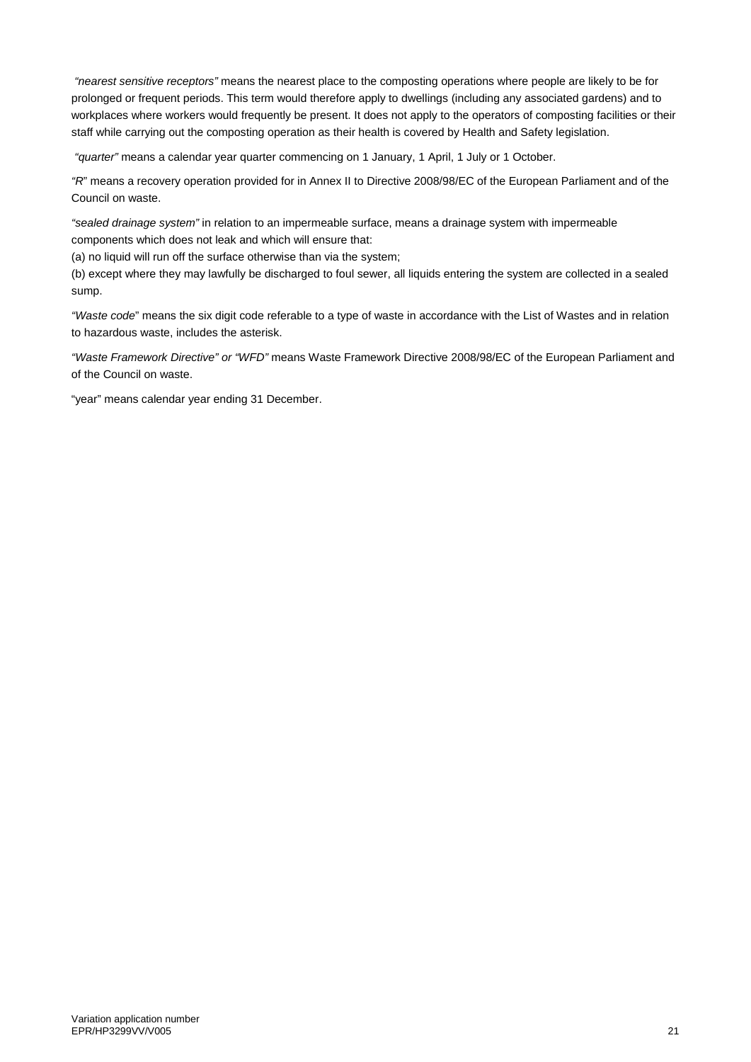*"nearest sensitive receptors"* means the nearest place to the composting operations where people are likely to be for prolonged or frequent periods. This term would therefore apply to dwellings (including any associated gardens) and to workplaces where workers would frequently be present. It does not apply to the operators of composting facilities or their staff while carrying out the composting operation as their health is covered by Health and Safety legislation.

*"quarter"* means a calendar year quarter commencing on 1 January, 1 April, 1 July or 1 October.

*"R*" means a recovery operation provided for in Annex II to Directive 2008/98/EC of the European Parliament and of the Council on waste.

*"sealed drainage system"* in relation to an impermeable surface, means a drainage system with impermeable components which does not leak and which will ensure that:

(a) no liquid will run off the surface otherwise than via the system;

(b) except where they may lawfully be discharged to foul sewer, all liquids entering the system are collected in a sealed sump.

*"Waste code*" means the six digit code referable to a type of waste in accordance with the List of Wastes and in relation to hazardous waste, includes the asterisk.

*"Waste Framework Directive" or "WFD"* means Waste Framework Directive 2008/98/EC of the European Parliament and of the Council on waste.

"year" means calendar year ending 31 December.

Variation application number
EPR/HP3299VV/V005